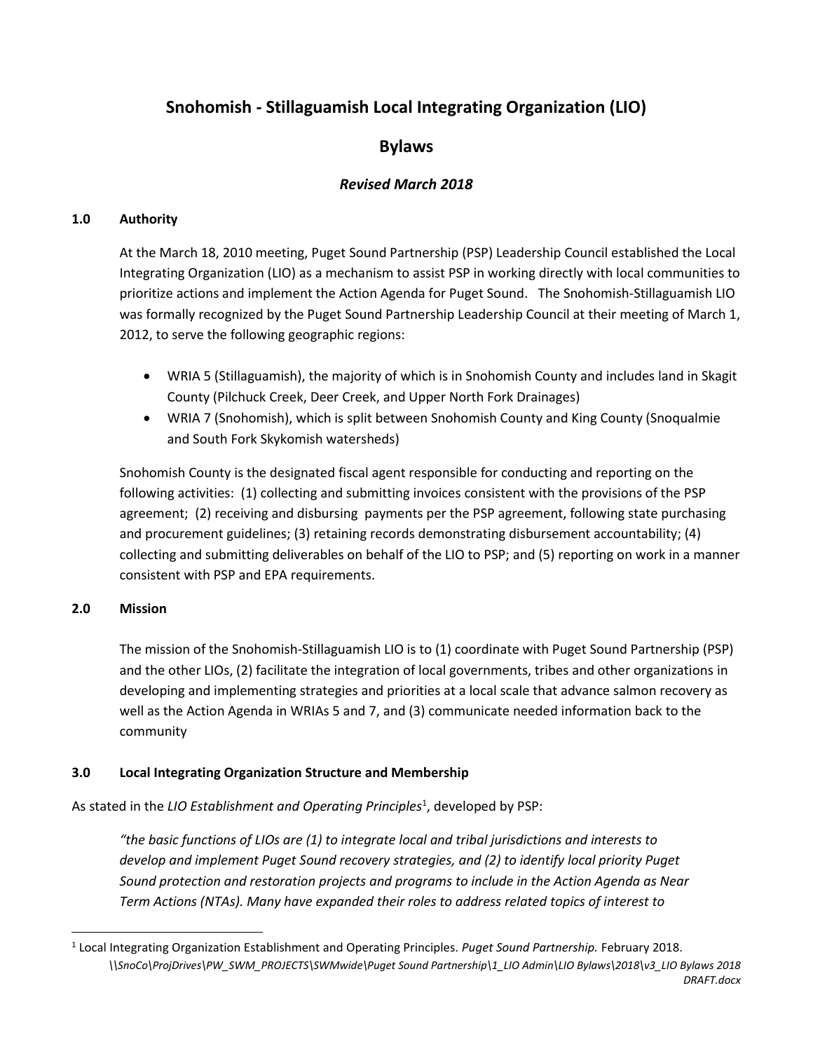# Snohomish - Stillaguamish Local Integrating Organization (LIO)

## Bylaws

### *Revised March 2018*

### 1.0 Authority

At the March 18, 2010 meeting, Puget Sound Partnership (PSP) Leadership Council established the Local Integrating Organization (LIO) as a mechanism to assist PSP in working directly with local communities to prioritize actions and implement the Action Agenda for Puget Sound. The Snohomish-Stillaguamish LIO was formally recognized by the Puget Sound Partnership Leadership Council at their meeting of March 1, 2012, to serve the following geographic regions:

- WRIA 5 (Stillaguamish), the majority of which is in Snohomish County and includes land in Skagit County (Pilchuck Creek, Deer Creek, and Upper North Fork Drainages)
- WRIA 7 (Snohomish), which is split between Snohomish County and King County (Snoqualmie and South Fork Skykomish watersheds)

Snohomish County is the designated fiscal agent responsible for conducting and reporting on the following activities: (1) collecting and submitting invoices consistent with the provisions of the PSP agreement; (2) receiving and disbursing payments per the PSP agreement, following state purchasing and procurement guidelines; (3) retaining records demonstrating disbursement accountability; (4) collecting and submitting deliverables on behalf of the LIO to PSP; and (5) reporting on work in a manner consistent with PSP and EPA requirements.

### 2.0 Mission

The mission of the Snohomish-Stillaguamish LIO is to (1) coordinate with Puget Sound Partnership (PSP) and the other LIOs, (2) facilitate the integration of local governments, tribes and other organizations in developing and implementing strategies and priorities at a local scale that advance salmon recovery as well as the Action Agenda in WRIAs 5 and 7, and (3) communicate needed information back to the community

### 3.0 Local Integrating Organization Structure and Membership

As stated in the *LIO Establishment and Operating Principles*[1], developed by PSP:

*"the basic functions of LIOs are (1) to integrate local and tribal jurisdictions and interests to develop and implement Puget Sound recovery strategies, and (2) to identify local priority Puget Sound protection and restoration projects and programs to include in the Action Agenda as Near Term Actions (NTAs). Many have expanded their roles to address related topics of interest to*

[1] Local Integrating Organization Establishment and Operating Principles. *Puget Sound Partnership.* February 2018.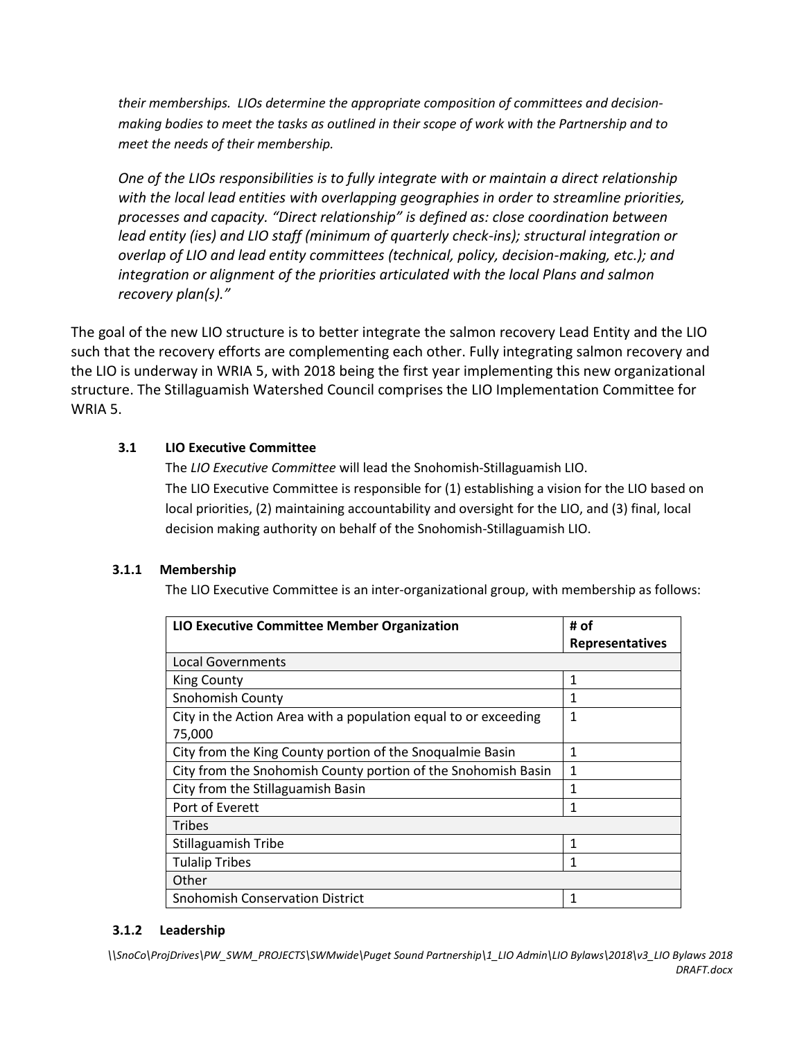*their memberships. LIOs determine the appropriate composition of committees and decision-making bodies to meet the tasks as outlined in their scope of work with the Partnership and to meet the needs of their membership.*

*One of the LIOs responsibilities is to fully integrate with or maintain a direct relationship with the local lead entities with overlapping geographies in order to streamline priorities, processes and capacity. "Direct relationship" is defined as: close coordination between lead entity (ies) and LIO staff (minimum of quarterly check-ins); structural integration or overlap of LIO and lead entity committees (technical, policy, decision-making, etc.); and integration or alignment of the priorities articulated with the local Plans and salmon recovery plan(s)."*

The goal of the new LIO structure is to better integrate the salmon recovery Lead Entity and the LIO such that the recovery efforts are complementing each other. Fully integrating salmon recovery and the LIO is underway in WRIA 5, with 2018 being the first year implementing this new organizational structure. The Stillaguamish Watershed Council comprises the LIO Implementation Committee for WRIA 5.

### 3.1 LIO Executive Committee

The *LIO Executive Committee* will lead the Snohomish-Stillaguamish LIO.

The LIO Executive Committee is responsible for (1) establishing a vision for the LIO based on local priorities, (2) maintaining accountability and oversight for the LIO, and (3) final, local decision making authority on behalf of the Snohomish-Stillaguamish LIO.

#### 3.1.1 Membership

The LIO Executive Committee is an inter-organizational group, with membership as follows:

| LIO Executive Committee Member Organization | # of Representatives |
|---|---|
| Local Governments | |
| King County | 1 |
| Snohomish County | 1 |
| City in the Action Area with a population equal to or exceeding 75,000 | 1 |
| City from the King County portion of the Snoqualmie Basin | 1 |
| City from the Snohomish County portion of the Snohomish Basin | 1 |
| City from the Stillaguamish Basin | 1 |
| Port of Everett | 1 |
| Tribes | |
| Stillaguamish Tribe | 1 |
| Tulalip Tribes | 1 |
| Other | |
| Snohomish Conservation District | 1 |

#### 3.1.2 Leadership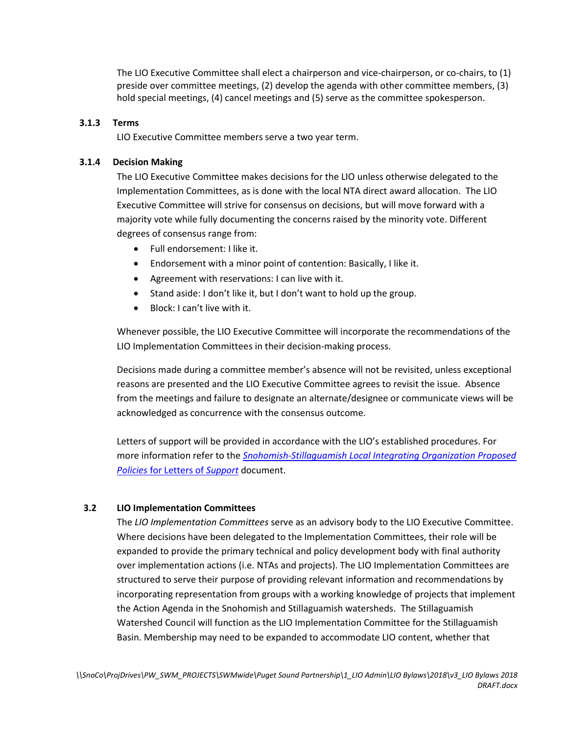The LIO Executive Committee shall elect a chairperson and vice-chairperson, or co-chairs, to (1) preside over committee meetings, (2) develop the agenda with other committee members, (3) hold special meetings, (4) cancel meetings and (5) serve as the committee spokesperson.

#### 3.1.3 Terms

LIO Executive Committee members serve a two year term.

#### 3.1.4 Decision Making

The LIO Executive Committee makes decisions for the LIO unless otherwise delegated to the Implementation Committees, as is done with the local NTA direct award allocation. The LIO Executive Committee will strive for consensus on decisions, but will move forward with a majority vote while fully documenting the concerns raised by the minority vote. Different degrees of consensus range from:

- Full endorsement: I like it.
- Endorsement with a minor point of contention: Basically, I like it.
- Agreement with reservations: I can live with it.
- Stand aside: I don't like it, but I don't want to hold up the group.
- Block: I can't live with it.

Whenever possible, the LIO Executive Committee will incorporate the recommendations of the LIO Implementation Committees in their decision-making process.

Decisions made during a committee member's absence will not be revisited, unless exceptional reasons are presented and the LIO Executive Committee agrees to revisit the issue. Absence from the meetings and failure to designate an alternate/designee or communicate views will be acknowledged as concurrence with the consensus outcome.

Letters of support will be provided in accordance with the LIO's established procedures. For more information refer to the *Snohomish-Stillaguamish Local Integrating Organization Proposed Policies* for Letters of *Support* document.

### 3.2 LIO Implementation Committees

The *LIO Implementation Committees* serve as an advisory body to the LIO Executive Committee. Where decisions have been delegated to the Implementation Committees, their role will be expanded to provide the primary technical and policy development body with final authority over implementation actions (i.e. NTAs and projects). The LIO Implementation Committees are structured to serve their purpose of providing relevant information and recommendations by incorporating representation from groups with a working knowledge of projects that implement the Action Agenda in the Snohomish and Stillaguamish watersheds. The Stillaguamish Watershed Council will function as the LIO Implementation Committee for the Stillaguamish Basin. Membership may need to be expanded to accommodate LIO content, whether that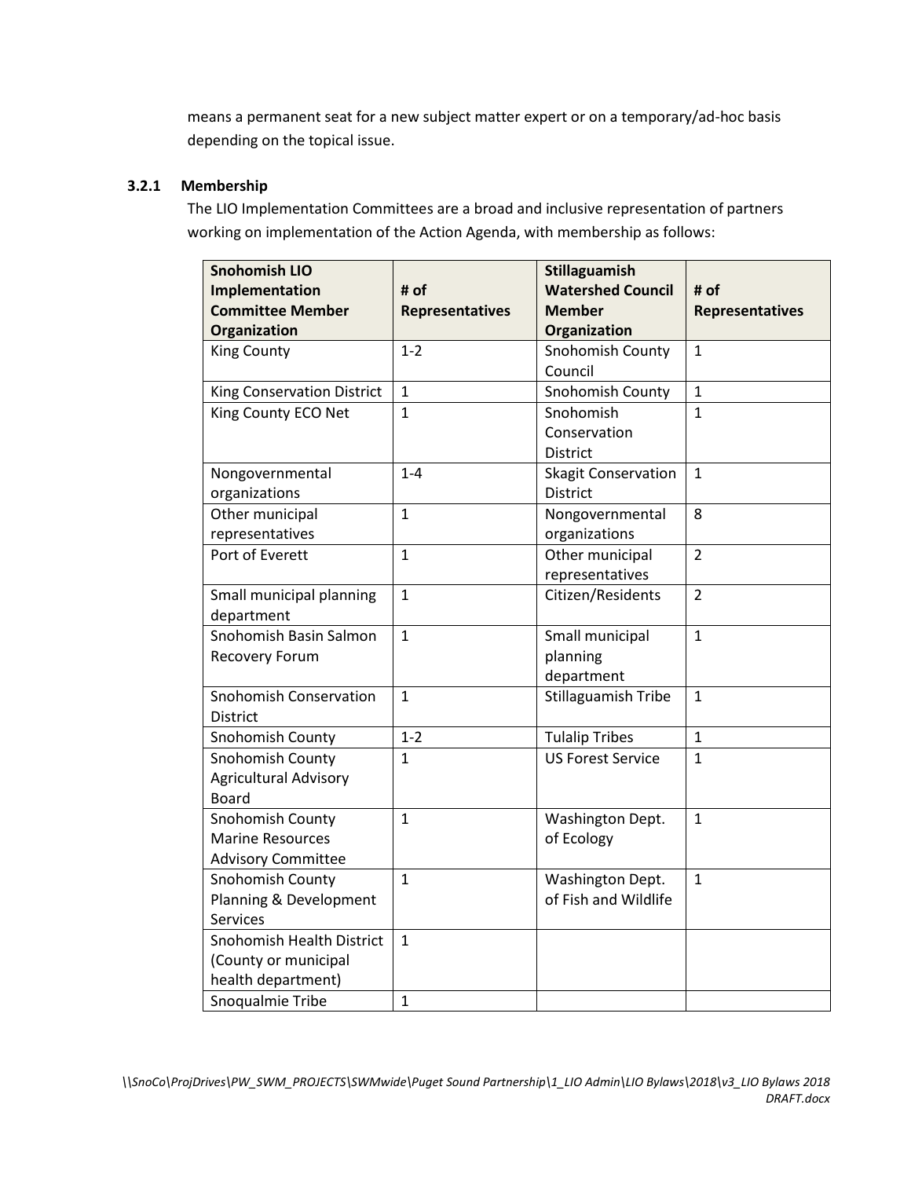means a permanent seat for a new subject matter expert or on a temporary/ad-hoc basis depending on the topical issue.

#### 3.2.1 Membership

The LIO Implementation Committees are a broad and inclusive representation of partners working on implementation of the Action Agenda, with membership as follows:

| Snohomish LIO Implementation Committee Member Organization | # of Representatives | Stillaguamish Watershed Council Member Organization | # of Representatives |
|---|---|---|---|
| King County | 1-2 | Snohomish County Council | 1 |
| King Conservation District | 1 | Snohomish County | 1 |
| King County ECO Net | 1 | Snohomish Conservation District | 1 |
| Nongovernmental organizations | 1-4 | Skagit Conservation District | 1 |
| Other municipal representatives | 1 | Nongovernmental organizations | 8 |
| Port of Everett | 1 | Other municipal representatives | 2 |
| Small municipal planning department | 1 | Citizen/Residents | 2 |
| Snohomish Basin Salmon Recovery Forum | 1 | Small municipal planning department | 1 |
| Snohomish Conservation District | 1 | Stillaguamish Tribe | 1 |
| Snohomish County | 1-2 | Tulalip Tribes | 1 |
| Snohomish County Agricultural Advisory Board | 1 | US Forest Service | 1 |
| Snohomish County Marine Resources Advisory Committee | 1 | Washington Dept. of Ecology | 1 |
| Snohomish County Planning & Development Services | 1 | Washington Dept. of Fish and Wildlife | 1 |
| Snohomish Health District (County or municipal health department) | 1 | | |
| Snoqualmie Tribe | 1 | | |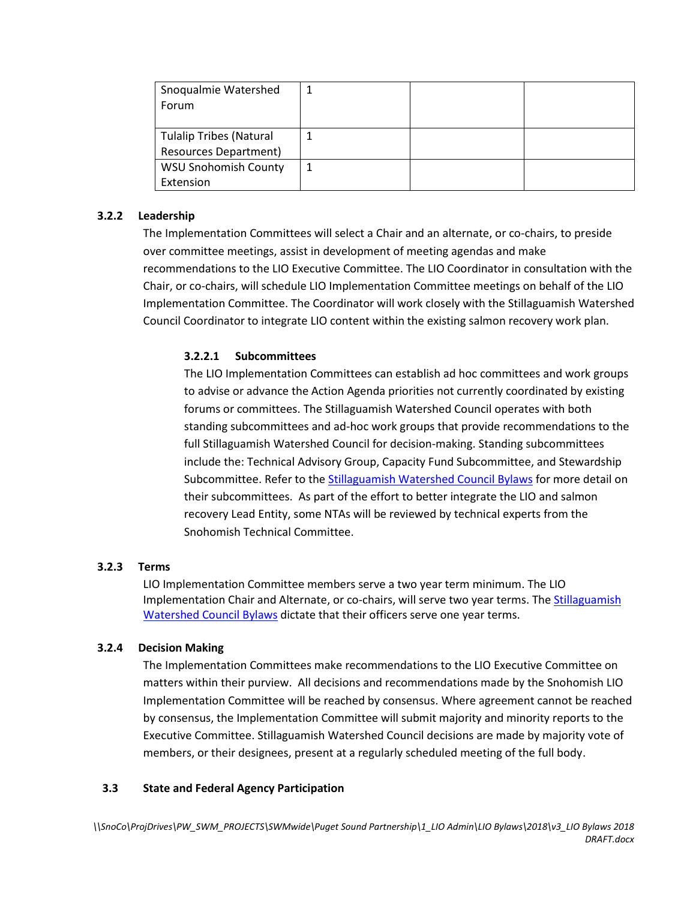| Snoqualmie Watershed Forum | 1 | | |
|---|---|---|---|
| Tulalip Tribes (Natural Resources Department) | 1 | | |
| WSU Snohomish County Extension | 1 | | |

### 3.2.2 Leadership

The Implementation Committees will select a Chair and an alternate, or co-chairs, to preside over committee meetings, assist in development of meeting agendas and make recommendations to the LIO Executive Committee. The LIO Coordinator in consultation with the Chair, or co-chairs, will schedule LIO Implementation Committee meetings on behalf of the LIO Implementation Committee. The Coordinator will work closely with the Stillaguamish Watershed Council Coordinator to integrate LIO content within the existing salmon recovery work plan.

#### 3.2.2.1 Subcommittees

The LIO Implementation Committees can establish ad hoc committees and work groups to advise or advance the Action Agenda priorities not currently coordinated by existing forums or committees. The Stillaguamish Watershed Council operates with both standing subcommittees and ad-hoc work groups that provide recommendations to the full Stillaguamish Watershed Council for decision-making. Standing subcommittees include the: Technical Advisory Group, Capacity Fund Subcommittee, and Stewardship Subcommittee. Refer to the Stillaguamish Watershed Council Bylaws for more detail on their subcommittees. As part of the effort to better integrate the LIO and salmon recovery Lead Entity, some NTAs will be reviewed by technical experts from the Snohomish Technical Committee.

### 3.2.3 Terms

LIO Implementation Committee members serve a two year term minimum. The LIO Implementation Chair and Alternate, or co-chairs, will serve two year terms. The Stillaguamish Watershed Council Bylaws dictate that their officers serve one year terms.

### 3.2.4 Decision Making

The Implementation Committees make recommendations to the LIO Executive Committee on matters within their purview. All decisions and recommendations made by the Snohomish LIO Implementation Committee will be reached by consensus. Where agreement cannot be reached by consensus, the Implementation Committee will submit majority and minority reports to the Executive Committee. Stillaguamish Watershed Council decisions are made by majority vote of members, or their designees, present at a regularly scheduled meeting of the full body.

## 3.3 State and Federal Agency Participation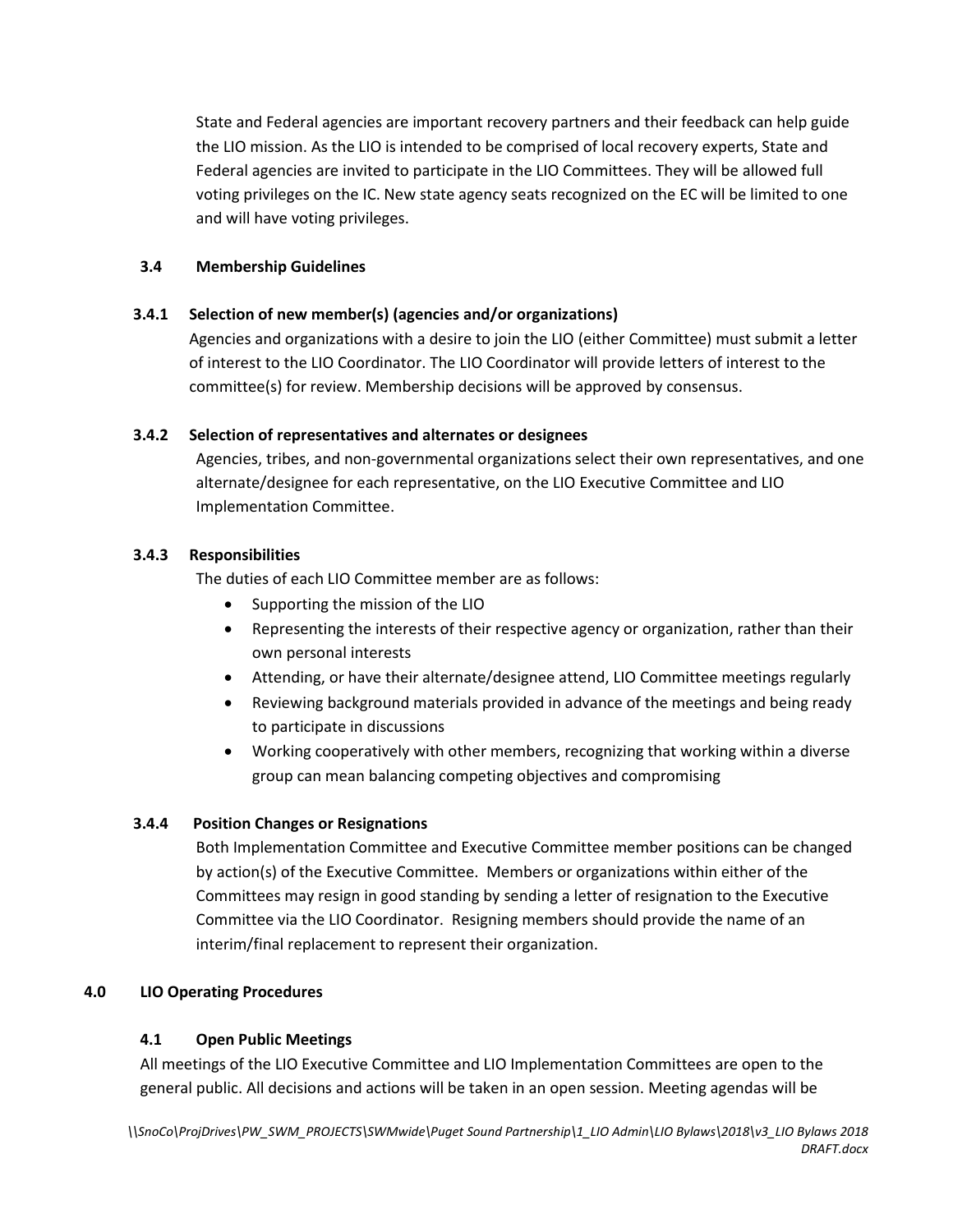State and Federal agencies are important recovery partners and their feedback can help guide the LIO mission. As the LIO is intended to be comprised of local recovery experts, State and Federal agencies are invited to participate in the LIO Committees. They will be allowed full voting privileges on the IC. New state agency seats recognized on the EC will be limited to one and will have voting privileges.

### 3.4 Membership Guidelines

#### 3.4.1 Selection of new member(s) (agencies and/or organizations)

Agencies and organizations with a desire to join the LIO (either Committee) must submit a letter of interest to the LIO Coordinator. The LIO Coordinator will provide letters of interest to the committee(s) for review. Membership decisions will be approved by consensus.

#### 3.4.2 Selection of representatives and alternates or designees

Agencies, tribes, and non-governmental organizations select their own representatives, and one alternate/designee for each representative, on the LIO Executive Committee and LIO Implementation Committee.

#### 3.4.3 Responsibilities

The duties of each LIO Committee member are as follows:

- Supporting the mission of the LIO
- Representing the interests of their respective agency or organization, rather than their own personal interests
- Attending, or have their alternate/designee attend, LIO Committee meetings regularly
- Reviewing background materials provided in advance of the meetings and being ready to participate in discussions
- Working cooperatively with other members, recognizing that working within a diverse group can mean balancing competing objectives and compromising

#### 3.4.4 Position Changes or Resignations

Both Implementation Committee and Executive Committee member positions can be changed by action(s) of the Executive Committee. Members or organizations within either of the Committees may resign in good standing by sending a letter of resignation to the Executive Committee via the LIO Coordinator. Resigning members should provide the name of an interim/final replacement to represent their organization.

## 4.0 LIO Operating Procedures

### 4.1 Open Public Meetings

All meetings of the LIO Executive Committee and LIO Implementation Committees are open to the general public. All decisions and actions will be taken in an open session. Meeting agendas will be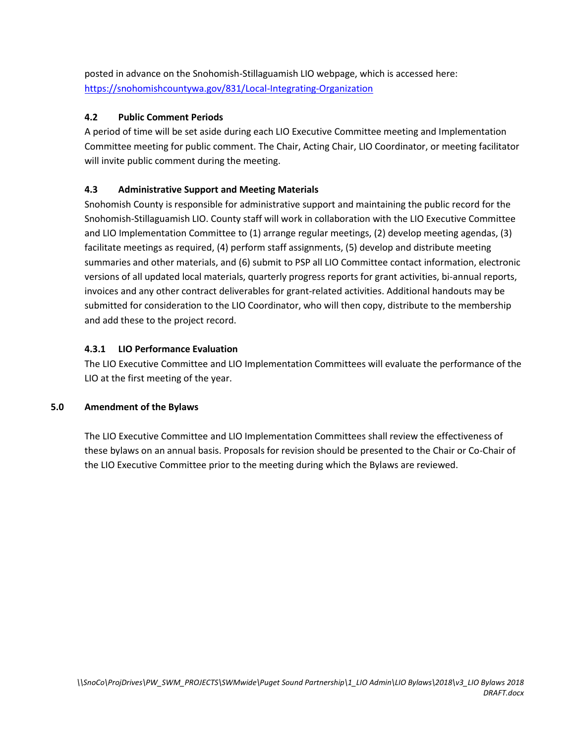posted in advance on the Snohomish-Stillaguamish LIO webpage, which is accessed here: https://snohomishcountywa.gov/831/Local-Integrating-Organization

### 4.2 Public Comment Periods

A period of time will be set aside during each LIO Executive Committee meeting and Implementation Committee meeting for public comment. The Chair, Acting Chair, LIO Coordinator, or meeting facilitator will invite public comment during the meeting.

### 4.3 Administrative Support and Meeting Materials

Snohomish County is responsible for administrative support and maintaining the public record for the Snohomish-Stillaguamish LIO. County staff will work in collaboration with the LIO Executive Committee and LIO Implementation Committee to (1) arrange regular meetings, (2) develop meeting agendas, (3) facilitate meetings as required, (4) perform staff assignments, (5) develop and distribute meeting summaries and other materials, and (6) submit to PSP all LIO Committee contact information, electronic versions of all updated local materials, quarterly progress reports for grant activities, bi-annual reports, invoices and any other contract deliverables for grant-related activities. Additional handouts may be submitted for consideration to the LIO Coordinator, who will then copy, distribute to the membership and add these to the project record.

#### 4.3.1 LIO Performance Evaluation

The LIO Executive Committee and LIO Implementation Committees will evaluate the performance of the LIO at the first meeting of the year.

## 5.0 Amendment of the Bylaws

The LIO Executive Committee and LIO Implementation Committees shall review the effectiveness of these bylaws on an annual basis. Proposals for revision should be presented to the Chair or Co-Chair of the LIO Executive Committee prior to the meeting during which the Bylaws are reviewed.